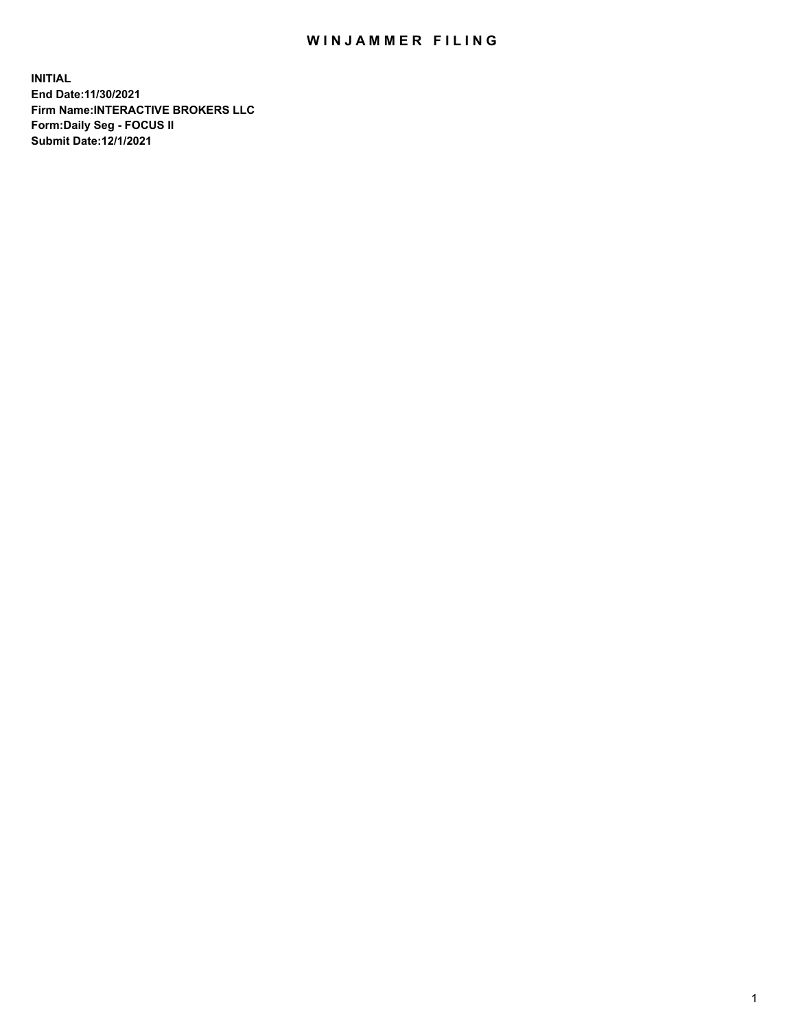# WINJAMMER FILING

**INITIAL**
**End Date:11/30/2021**
**Firm Name:INTERACTIVE BROKERS LLC**
**Form:Daily Seg - FOCUS II**
**Submit Date:12/1/2021**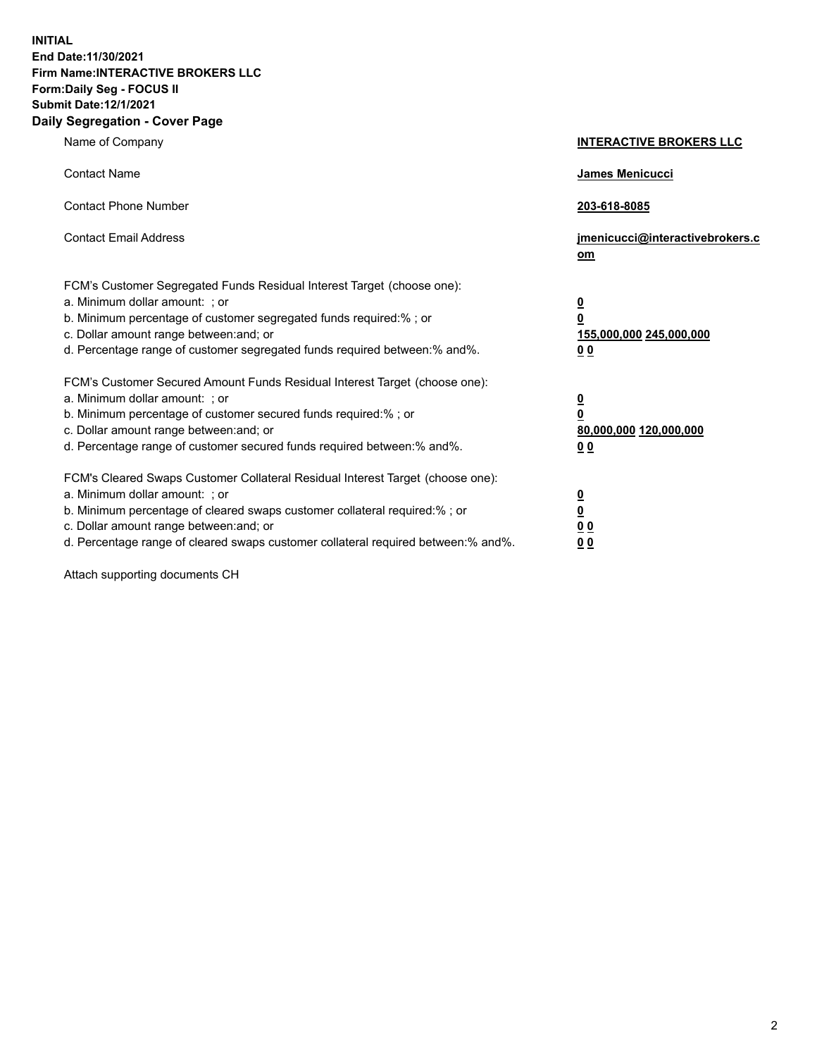**INITIAL**
**End Date:11/30/2021**
**Firm Name:INTERACTIVE BROKERS LLC**
**Form:Daily Seg - FOCUS II**
**Submit Date:12/1/2021**

## Daily Segregation - Cover Page

| | |
|---|---|
| Name of Company | **INTERACTIVE BROKERS LLC** |
| Contact Name | **James Menicucci** |
| Contact Phone Number | **203-618-8085** |
| Contact Email Address | **jmenicucci@interactivebrokers.com** |

FCM's Customer Segregated Funds Residual Interest Target (choose one):

| | |
|---|---|
| a. Minimum dollar amount: ; or | **0** |
| b. Minimum percentage of customer segregated funds required:% ; or | **0** |
| c. Dollar amount range between:and; or | **155,000,000** **245,000,000** |
| d. Percentage range of customer segregated funds required between:% and%. | **0** **0** |

FCM's Customer Secured Amount Funds Residual Interest Target (choose one):

| | |
|---|---|
| a. Minimum dollar amount: ; or | **0** |
| b. Minimum percentage of customer secured funds required:% ; or | **0** |
| c. Dollar amount range between:and; or | **80,000,000** **120,000,000** |
| d. Percentage range of customer secured funds required between:% and%. | **0** **0** |

FCM's Cleared Swaps Customer Collateral Residual Interest Target (choose one):

| | |
|---|---|
| a. Minimum dollar amount: ; or | **0** |
| b. Minimum percentage of cleared swaps customer collateral required:% ; or | **0** |
| c. Dollar amount range between:and; or | **0** **0** |
| d. Percentage range of cleared swaps customer collateral required between:% and%. | **0** **0** |

Attach supporting documents CH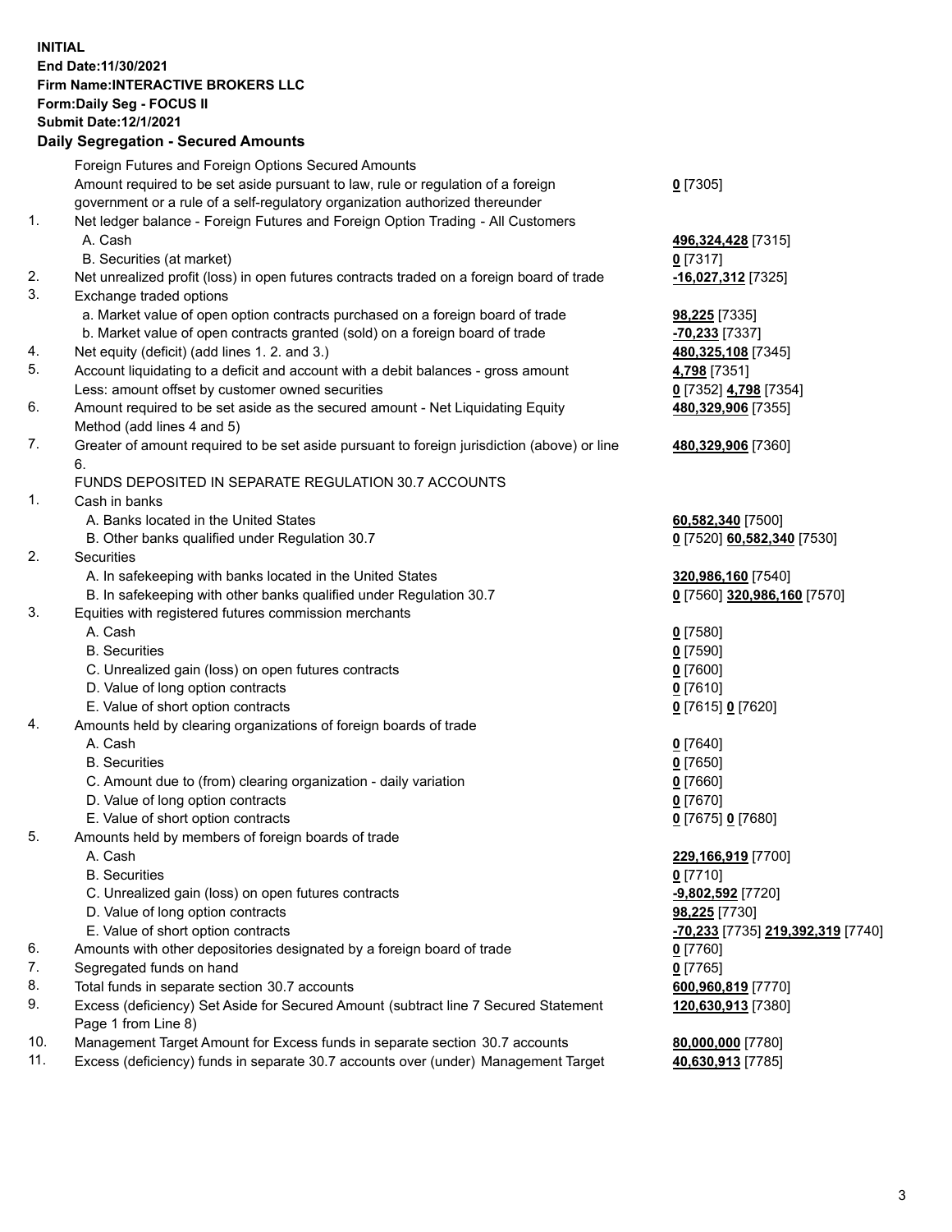**INITIAL**
**End Date:11/30/2021**
**Firm Name:INTERACTIVE BROKERS LLC**
**Form:Daily Seg - FOCUS II**
**Submit Date:12/1/2021**

**Daily Segregation - Secured Amounts**

| | | |
|---|---|---|
| | Foreign Futures and Foreign Options Secured Amounts | |
| | Amount required to be set aside pursuant to law, rule or regulation of a foreign government or a rule of a self-regulatory organization authorized thereunder | **0** [7305] |
| 1. | Net ledger balance - Foreign Futures and Foreign Option Trading - All Customers | |
| | A. Cash | **496,324,428** [7315] |
| | B. Securities (at market) | **0** [7317] |
| 2. | Net unrealized profit (loss) in open futures contracts traded on a foreign board of trade | **-16,027,312** [7325] |
| 3. | Exchange traded options | |
| | a. Market value of open option contracts purchased on a foreign board of trade | **98,225** [7335] |
| | b. Market value of open contracts granted (sold) on a foreign board of trade | **-70,233** [7337] |
| 4. | Net equity (deficit) (add lines 1. 2. and 3.) | **480,325,108** [7345] |
| 5. | Account liquidating to a deficit and account with a debit balances - gross amount | **4,798** [7351] |
| | Less: amount offset by customer owned securities | **0** [7352] **4,798** [7354] |
| 6. | Amount required to be set aside as the secured amount - Net Liquidating Equity Method (add lines 4 and 5) | **480,329,906** [7355] |
| 7. | Greater of amount required to be set aside pursuant to foreign jurisdiction (above) or line 6. | **480,329,906** [7360] |
| | FUNDS DEPOSITED IN SEPARATE REGULATION 30.7 ACCOUNTS | |
| 1. | Cash in banks | |
| | A. Banks located in the United States | **60,582,340** [7500] |
| | B. Other banks qualified under Regulation 30.7 | **0** [7520] **60,582,340** [7530] |
| 2. | Securities | |
| | A. In safekeeping with banks located in the United States | **320,986,160** [7540] |
| | B. In safekeeping with other banks qualified under Regulation 30.7 | **0** [7560] **320,986,160** [7570] |
| 3. | Equities with registered futures commission merchants | |
| | A. Cash | **0** [7580] |
| | B. Securities | **0** [7590] |
| | C. Unrealized gain (loss) on open futures contracts | **0** [7600] |
| | D. Value of long option contracts | **0** [7610] |
| | E. Value of short option contracts | **0** [7615] **0** [7620] |
| 4. | Amounts held by clearing organizations of foreign boards of trade | |
| | A. Cash | **0** [7640] |
| | B. Securities | **0** [7650] |
| | C. Amount due to (from) clearing organization - daily variation | **0** [7660] |
| | D. Value of long option contracts | **0** [7670] |
| | E. Value of short option contracts | **0** [7675] **0** [7680] |
| 5. | Amounts held by members of foreign boards of trade | |
| | A. Cash | **229,166,919** [7700] |
| | B. Securities | **0** [7710] |
| | C. Unrealized gain (loss) on open futures contracts | **-9,802,592** [7720] |
| | D. Value of long option contracts | **98,225** [7730] |
| | E. Value of short option contracts | **-70,233** [7735] **219,392,319** [7740] |
| 6. | Amounts with other depositories designated by a foreign board of trade | **0** [7760] |
| 7. | Segregated funds on hand | **0** [7765] |
| 8. | Total funds in separate section 30.7 accounts | **600,960,819** [7770] |
| 9. | Excess (deficiency) Set Aside for Secured Amount (subtract line 7 Secured Statement Page 1 from Line 8) | **120,630,913** [7380] |
| 10. | Management Target Amount for Excess funds in separate section 30.7 accounts | **80,000,000** [7780] |
| 11. | Excess (deficiency) funds in separate 30.7 accounts over (under) Management Target | **40,630,913** [7785] |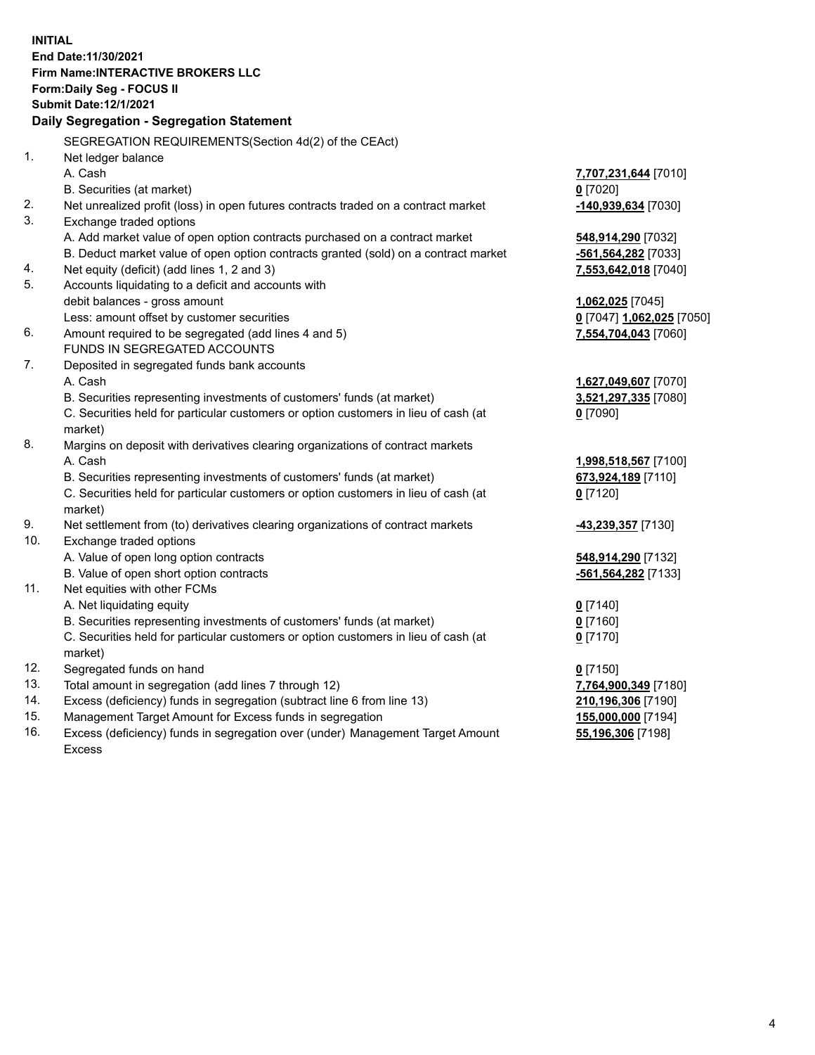**INITIAL**
**End Date:11/30/2021**
**Firm Name:INTERACTIVE BROKERS LLC**
**Form:Daily Seg - FOCUS II**
**Submit Date:12/1/2021**

**Daily Segregation - Segregation Statement**

SEGREGATION REQUIREMENTS(Section 4d(2) of the CEAct)

| | | |
|---|---|---|
| 1. | Net ledger balance | |
| | A. Cash | **7,707,231,644** [7010] |
| | B. Securities (at market) | **0** [7020] |
| 2. | Net unrealized profit (loss) in open futures contracts traded on a contract market | **-140,939,634** [7030] |
| 3. | Exchange traded options | |
| | A. Add market value of open option contracts purchased on a contract market | **548,914,290** [7032] |
| | B. Deduct market value of open option contracts granted (sold) on a contract market | **-561,564,282** [7033] |
| 4. | Net equity (deficit) (add lines 1, 2 and 3) | **7,553,642,018** [7040] |
| 5. | Accounts liquidating to a deficit and accounts with debit balances - gross amount | **1,062,025** [7045] |
| | Less: amount offset by customer securities | **0** [7047] **1,062,025** [7050] |
| 6. | Amount required to be segregated (add lines 4 and 5) | **7,554,704,043** [7060] |
| | FUNDS IN SEGREGATED ACCOUNTS | |
| 7. | Deposited in segregated funds bank accounts | |
| | A. Cash | **1,627,049,607** [7070] |
| | B. Securities representing investments of customers' funds (at market) | **3,521,297,335** [7080] |
| | C. Securities held for particular customers or option customers in lieu of cash (at market) | **0** [7090] |
| 8. | Margins on deposit with derivatives clearing organizations of contract markets | |
| | A. Cash | **1,998,518,567** [7100] |
| | B. Securities representing investments of customers' funds (at market) | **673,924,189** [7110] |
| | C. Securities held for particular customers or option customers in lieu of cash (at market) | **0** [7120] |
| 9. | Net settlement from (to) derivatives clearing organizations of contract markets | **-43,239,357** [7130] |
| 10. | Exchange traded options | |
| | A. Value of open long option contracts | **548,914,290** [7132] |
| | B. Value of open short option contracts | **-561,564,282** [7133] |
| 11. | Net equities with other FCMs | |
| | A. Net liquidating equity | **0** [7140] |
| | B. Securities representing investments of customers' funds (at market) | **0** [7160] |
| | C. Securities held for particular customers or option customers in lieu of cash (at market) | **0** [7170] |
| 12. | Segregated funds on hand | **0** [7150] |
| 13. | Total amount in segregation (add lines 7 through 12) | **7,764,900,349** [7180] |
| 14. | Excess (deficiency) funds in segregation (subtract line 6 from line 13) | **210,196,306** [7190] |
| 15. | Management Target Amount for Excess funds in segregation | **155,000,000** [7194] |
| 16. | Excess (deficiency) funds in segregation over (under) Management Target Amount Excess | **55,196,306** [7198] |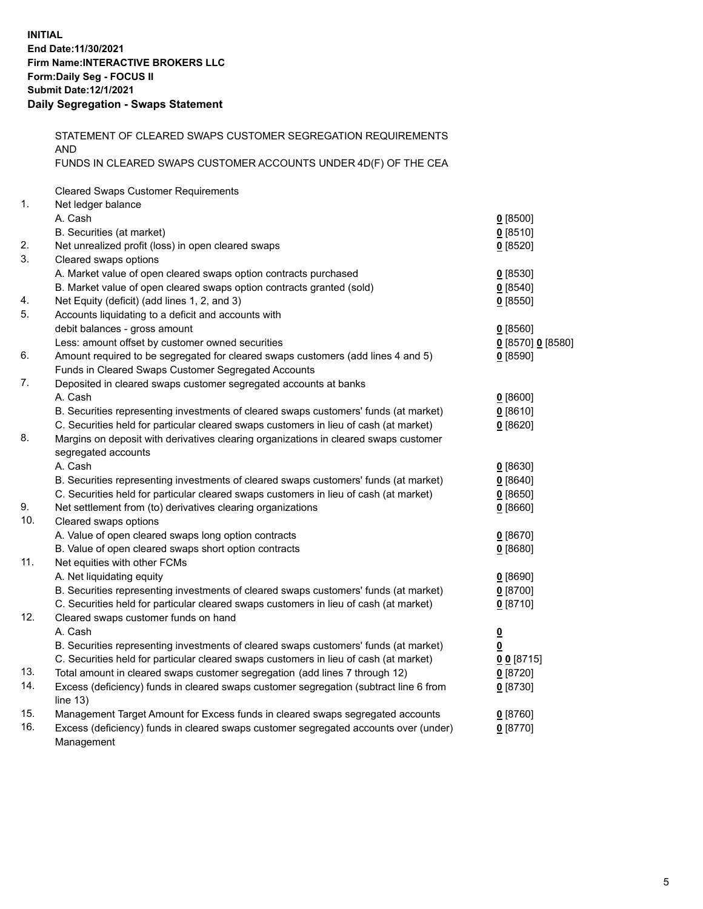**INITIAL**
**End Date:11/30/2021**
**Firm Name:INTERACTIVE BROKERS LLC**
**Form:Daily Seg - FOCUS II**
**Submit Date:12/1/2021**
**Daily Segregation - Swaps Statement**

STATEMENT OF CLEARED SWAPS CUSTOMER SEGREGATION REQUIREMENTS AND
FUNDS IN CLEARED SWAPS CUSTOMER ACCOUNTS UNDER 4D(F) OF THE CEA

| | | |
|---|---|---|
| | Cleared Swaps Customer Requirements | |
| 1. | Net ledger balance | |
| | A. Cash | 0 [8500] |
| | B. Securities (at market) | 0 [8510] |
| 2. | Net unrealized profit (loss) in open cleared swaps | 0 [8520] |
| 3. | Cleared swaps options | |
| | A. Market value of open cleared swaps option contracts purchased | 0 [8530] |
| | B. Market value of open cleared swaps option contracts granted (sold) | 0 [8540] |
| 4. | Net Equity (deficit) (add lines 1, 2, and 3) | 0 [8550] |
| 5. | Accounts liquidating to a deficit and accounts with | |
| | debit balances - gross amount | 0 [8560] |
| | Less: amount offset by customer owned securities | 0 [8570] 0 [8580] |
| 6. | Amount required to be segregated for cleared swaps customers (add lines 4 and 5) | 0 [8590] |
| | Funds in Cleared Swaps Customer Segregated Accounts | |
| 7. | Deposited in cleared swaps customer segregated accounts at banks | |
| | A. Cash | 0 [8600] |
| | B. Securities representing investments of cleared swaps customers' funds (at market) | 0 [8610] |
| | C. Securities held for particular cleared swaps customers in lieu of cash (at market) | 0 [8620] |
| 8. | Margins on deposit with derivatives clearing organizations in cleared swaps customer segregated accounts | |
| | A. Cash | 0 [8630] |
| | B. Securities representing investments of cleared swaps customers' funds (at market) | 0 [8640] |
| | C. Securities held for particular cleared swaps customers in lieu of cash (at market) | 0 [8650] |
| 9. | Net settlement from (to) derivatives clearing organizations | 0 [8660] |
| 10. | Cleared swaps options | |
| | A. Value of open cleared swaps long option contracts | 0 [8670] |
| | B. Value of open cleared swaps short option contracts | 0 [8680] |
| 11. | Net equities with other FCMs | |
| | A. Net liquidating equity | 0 [8690] |
| | B. Securities representing investments of cleared swaps customers' funds (at market) | 0 [8700] |
| | C. Securities held for particular cleared swaps customers in lieu of cash (at market) | 0 [8710] |
| 12. | Cleared swaps customer funds on hand | |
| | A. Cash | 0 |
| | B. Securities representing investments of cleared swaps customers' funds (at market) | 0 |
| | C. Securities held for particular cleared swaps customers in lieu of cash (at market) | 0 0 [8715] |
| 13. | Total amount in cleared swaps customer segregation (add lines 7 through 12) | 0 [8720] |
| 14. | Excess (deficiency) funds in cleared swaps customer segregation (subtract line 6 from line 13) | 0 [8730] |
| 15. | Management Target Amount for Excess funds in cleared swaps segregated accounts | 0 [8760] |
| 16. | Excess (deficiency) funds in cleared swaps customer segregated accounts over (under) Management | 0 [8770] |